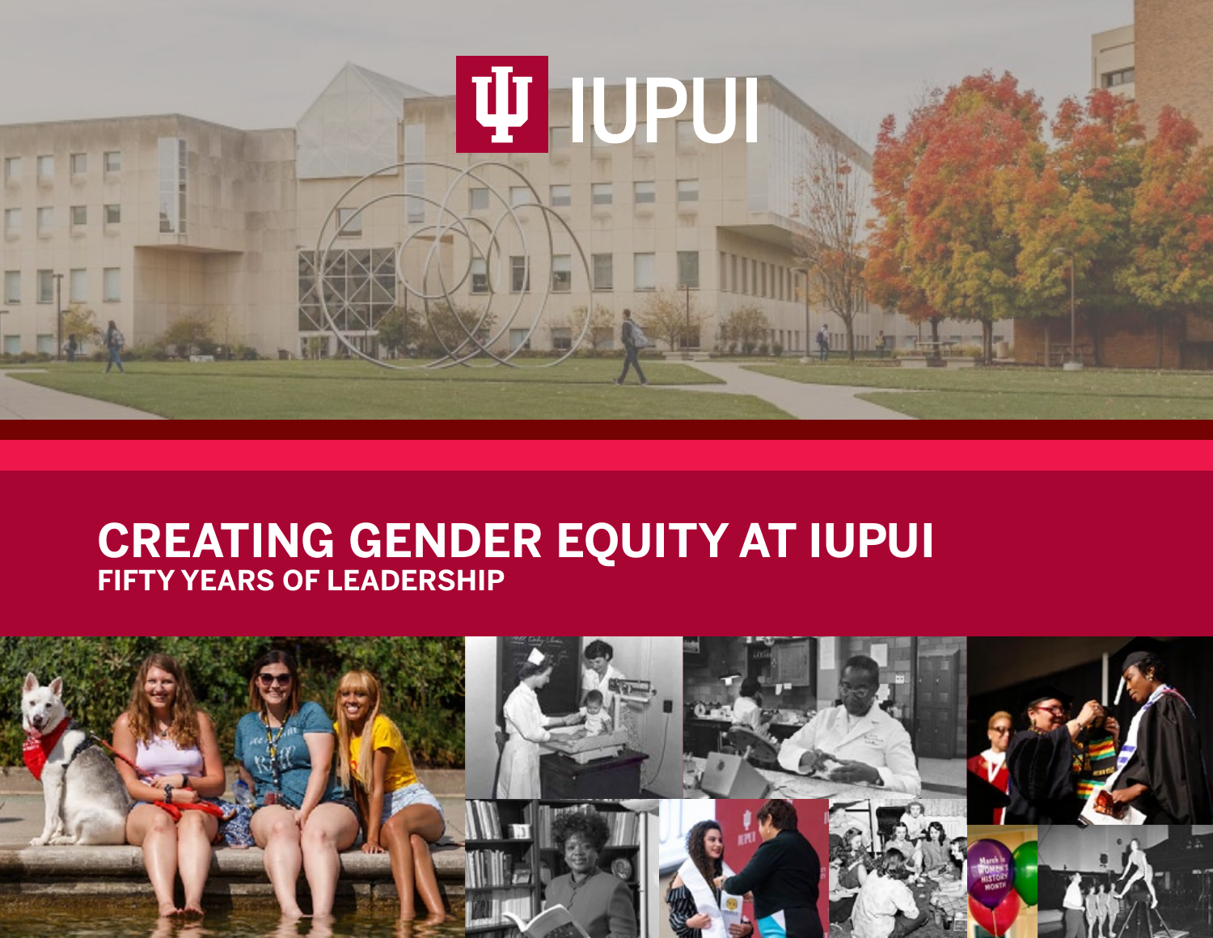IUPUI

# CREATING GENDER EQUITY AT IUPUI

## FIFTY YEARS OF LEADERSHIP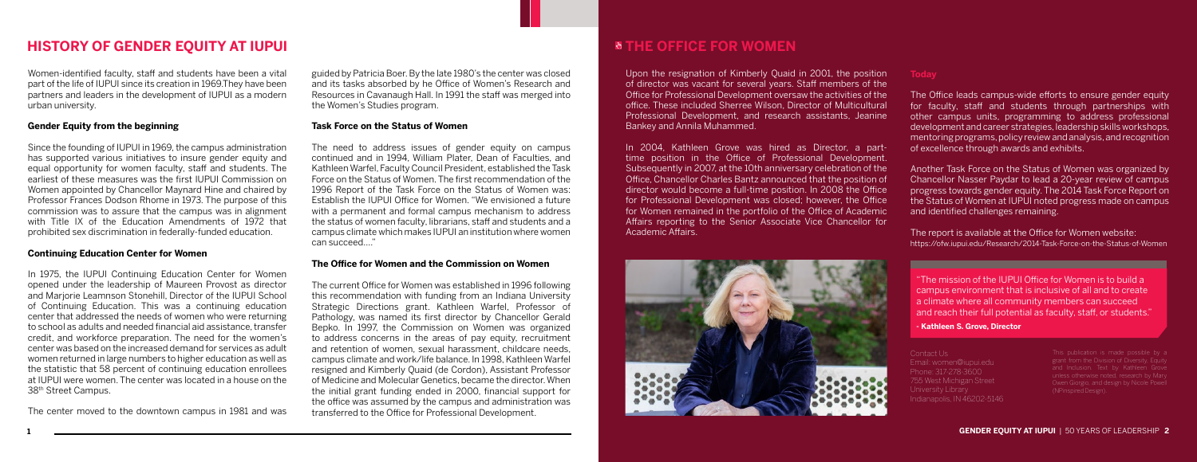# HISTORY OF GENDER EQUITY AT IUPUI

Women-identified faculty, staff and students have been a vital part of the life of IUPUI since its creation in 1969.They have been partners and leaders in the development of IUPUI as a modern urban university.

### Gender Equity from the beginning

Since the founding of IUPUI in 1969, the campus administration has supported various initiatives to insure gender equity and equal opportunity for women faculty, staff and students. The earliest of these measures was the first IUPUI Commission on Women appointed by Chancellor Maynard Hine and chaired by Professor Frances Dodson Rhome in 1973. The purpose of this commission was to assure that the campus was in alignment with Title IX of the Education Amendments of 1972 that prohibited sex discrimination in federally-funded education.

### Continuing Education Center for Women

In 1975, the IUPUI Continuing Education Center for Women opened under the leadership of Maureen Provost as director and Marjorie Leamnson Stonehill, Director of the IUPUI School of Continuing Education. This was a continuing education center that addressed the needs of women who were returning to school as adults and needed financial aid assistance, transfer credit, and workforce preparation. The need for the women's center was based on the increased demand for services as adult women returned in large numbers to higher education as well as the statistic that 58 percent of continuing education enrollees at IUPUI were women. The center was located in a house on the 38th Street Campus.

The center moved to the downtown campus in 1981 and was guided by Patricia Boer. By the late 1980's the center was closed and its tasks absorbed by he Office of Women's Research and Resources in Cavanaugh Hall. In 1991 the staff was merged into the Women's Studies program.

### Task Force on the Status of Women

The need to address issues of gender equity on campus continued and in 1994, William Plater, Dean of Faculties, and Kathleen Warfel, Faculty Council President, established the Task Force on the Status of Women. The first recommendation of the 1996 Report of the Task Force on the Status of Women was: Establish the IUPUI Office for Women. "We envisioned a future with a permanent and formal campus mechanism to address the status of women faculty, librarians, staff and students and a campus climate which makes IUPUI an institution where women can succeed…."

### The Office for Women and the Commission on Women

The current Office for Women was established in 1996 following this recommendation with funding from an Indiana University Strategic Directions grant. Kathleen Warfel, Professor of Pathology, was named its first director by Chancellor Gerald Bepko. In 1997, the Commission on Women was organized to address concerns in the areas of pay equity, recruitment and retention of women, sexual harassment, childcare needs, campus climate and work/life balance. In 1998, Kathleen Warfel resigned and Kimberly Quaid (de Cordon), Assistant Professor of Medicine and Molecular Genetics, became the director. When the initial grant funding ended in 2000, financial support for the office was assumed by the campus and administration was transferred to the Office for Professional Development.

# THE OFFICE FOR WOMEN

Upon the resignation of Kimberly Quaid in 2001, the position of director was vacant for several years. Staff members of the Office for Professional Development oversaw the activities of the office. These included Sherree Wilson, Director of Multicultural Professional Development, and research assistants, Jeanine Bankey and Annila Muhammed.

In 2004, Kathleen Grove was hired as Director, a part-time position in the Office of Professional Development. Subsequently in 2007, at the 10th anniversary celebration of the Office, Chancellor Charles Bantz announced that the position of director would become a full-time position. In 2008 the Office for Professional Development was closed; however, the Office for Women remained in the portfolio of the Office of Academic Affairs reporting to the Senior Associate Vice Chancellor for Academic Affairs.

### Today

The Office leads campus-wide efforts to ensure gender equity for faculty, staff and students through partnerships with other campus units, programming to address professional development and career strategies, leadership skills workshops, mentoring programs, policy review and analysis, and recognition of excellence through awards and exhibits.

Another Task Force on the Status of Women was organized by Chancellor Nasser Paydar to lead a 20-year review of campus progress towards gender equity. The 2014 Task Force Report on the Status of Women at IUPUI noted progress made on campus and identified challenges remaining.

The report is available at the Office for Women website:
https://ofw.iupui.edu/Research/2014-Task-Force-on-the-Status-of-Women

"The mission of the IUPUI Office for Women is to build a campus environment that is inclusive of all and to create a climate where all community members can succeed and reach their full potential as faculty, staff, or students."

**- Kathleen S. Grove, Director**

Contact Us
Email: women@iupui.edu
Phone: 317-278-3600
755 West Michigan Street
University Library
Indianapolis, IN 46202-5146

This publication is made possible by a grant from the Division of Diversity, Equity and Inclusion. Text by Kathleen Grove unless otherwise noted, research by Mary Owen Giorgio, and design by Nicole Powell (NPinspired Design).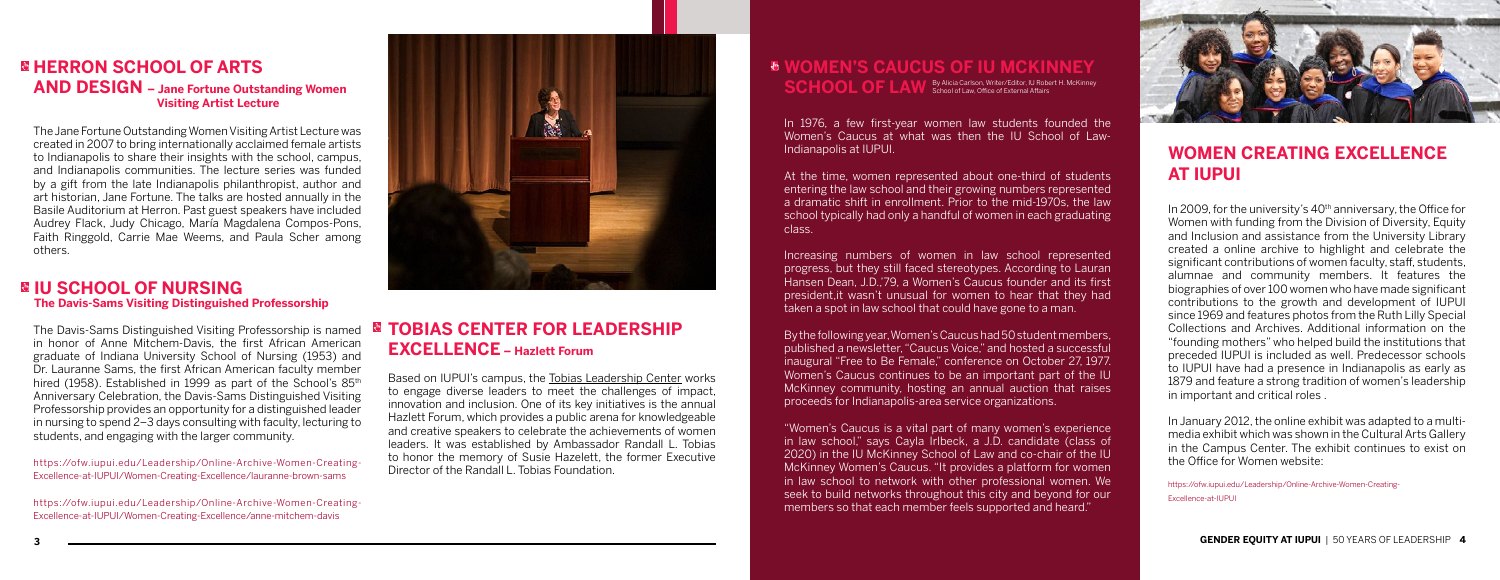## HERRON SCHOOL OF ARTS AND DESIGN – Jane Fortune Outstanding Women Visiting Artist Lecture

The Jane Fortune Outstanding Women Visiting Artist Lecture was created in 2007 to bring internationally acclaimed female artists to Indianapolis to share their insights with the school, campus, and Indianapolis communities. The lecture series was funded by a gift from the late Indianapolis philanthropist, author and art historian, Jane Fortune. The talks are hosted annually in the Basile Auditorium at Herron. Past guest speakers have included Audrey Flack, Judy Chicago, María Magdalena Compos-Pons, Faith Ringgold, Carrie Mae Weems, and Paula Scher among others.

## IU SCHOOL OF NURSING

### The Davis-Sams Visiting Distinguished Professorship

The Davis-Sams Distinguished Visiting Professorship is named in honor of Anne Mitchem-Davis, the first African American graduate of Indiana University School of Nursing (1953) and Dr. Lauranne Sams, the first African American faculty member hired (1958). Established in 1999 as part of the School's 85th Anniversary Celebration, the Davis-Sams Distinguished Visiting Professorship provides an opportunity for a distinguished leader in nursing to spend 2–3 days consulting with faculty, lecturing to students, and engaging with the larger community.

https://ofw.iupui.edu/Leadership/Online-Archive-Women-Creating-Excellence-at-IUPUI/Women-Creating-Excellence/lauranne-brown-sams

https://ofw.iupui.edu/Leadership/Online-Archive-Women-Creating-Excellence-at-IUPUI/Women-Creating-Excellence/anne-mitchem-davis

## TOBIAS CENTER FOR LEADERSHIP EXCELLENCE – Hazlett Forum

Based on IUPUI's campus, the Tobias Leadership Center works to engage diverse leaders to meet the challenges of impact, innovation and inclusion. One of its key initiatives is the annual Hazlett Forum, which provides a public arena for knowledgeable and creative speakers to celebrate the achievements of women leaders. It was established by Ambassador Randall L. Tobias to honor the memory of Susie Hazelett, the former Executive Director of the Randall L. Tobias Foundation.

## WOMEN'S CAUCUS OF IU MCKINNEY SCHOOL OF LAW

By Alicia Carlson, Writer/Editor, IU Robert H. McKinney School of Law, Office of External Affairs

In 1976, a few first-year women law students founded the Women's Caucus at what was then the IU School of Law-Indianapolis at IUPUI.

At the time, women represented about one-third of students entering the law school and their growing numbers represented a dramatic shift in enrollment. Prior to the mid-1970s, the law school typically had only a handful of women in each graduating class.

Increasing numbers of women in law school represented progress, but they still faced stereotypes. According to Lauran Hansen Dean, J.D.,'79, a Women's Caucus founder and its first president,it wasn't unusual for women to hear that they had taken a spot in law school that could have gone to a man.

By the following year, Women's Caucus had 50 student members, published a newsletter, "Caucus Voice," and hosted a successful inaugural "Free to Be Female," conference on October 27, 1977. Women's Caucus continues to be an important part of the IU McKinney community, hosting an annual auction that raises proceeds for Indianapolis-area service organizations.

"Women's Caucus is a vital part of many women's experience in law school," says Cayla Irlbeck, a J.D. candidate (class of 2020) in the IU McKinney School of Law and co-chair of the IU McKinney Women's Caucus. "It provides a platform for women in law school to network with other professional women. We seek to build networks throughout this city and beyond for our members so that each member feels supported and heard."

## WOMEN CREATING EXCELLENCE AT IUPUI

In 2009, for the university's 40th anniversary, the Office for Women with funding from the Division of Diversity, Equity and Inclusion and assistance from the University Library created a online archive to highlight and celebrate the significant contributions of women faculty, staff, students, alumnae and community members. It features the biographies of over 100 women who have made significant contributions to the growth and development of IUPUI since 1969 and features photos from the Ruth Lilly Special Collections and Archives. Additional information on the "founding mothers" who helped build the institutions that preceded IUPUI is included as well. Predecessor schools to IUPUI have had a presence in Indianapolis as early as 1879 and feature a strong tradition of women's leadership in important and critical roles .

In January 2012, the online exhibit was adapted to a multi-media exhibit which was shown in the Cultural Arts Gallery in the Campus Center. The exhibit continues to exist on the Office for Women website:

https://ofw.iupui.edu/Leadership/Online-Archive-Women-Creating-Excellence-at-IUPUI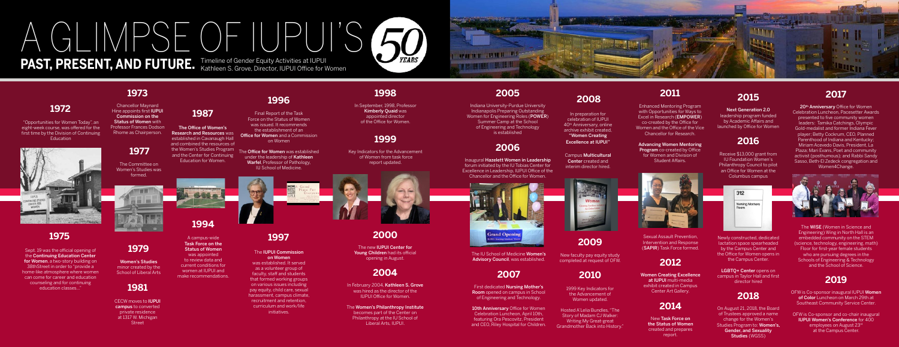# A GLIMPSE OF IUPUI'S 50 YEARS

## PAST, PRESENT, AND FUTURE.

Timeline of Gender Equity Activities at IUPUI
Kathleen S. Grove, Director, IUPUI Office for Women

### 1972

"Opportunities for Women Today", an eight-week course, was offered for the first time by the Division of Continuing Education

### 1973

Chancellor Maynard Hine appoints first **IUPUI Commission on the Status of Women** with Professor Frances Dodson Rhome as Chairperson.

### 1975

Sept. 19 was the official opening of the **Continuing Education Center for Women**, a two-story building on 38thStreet in order to "provide a home-like atmosphere where women can come for career and education counseling and for continuing education classes..."

### 1977

The Committee on Women's Studies was formed.

### 1979

**Women's Studies** minor created by the School of Liberal Arts

### 1981

CECW moves to **IUPUI campus** to converted private residence at 1317 W. Michigan Street

### 1987

**The Office of Women's Research and Resources** was established in Cavanaugh Hall and combined the resources of the Women's Studies Program and the Center for Continuing Education for Women.

### 1994

A campus-wide **Task Force on the Status of Women** was appointed to review data and current conditions for women at IUPUI and make recommendations.

### 1996

Final Report of the Task Force on the Status of Women was issued. It recommends the establishment of an **Office for Women** and a Commission on Women

The **Office for Women** was established under the leadership of **Kathleen Warfel**, Professor of Pathology, IU School of Medicine.

### 1997

The **IUPUI Commission on Women** was established. It served as a volunteer group of faculty, staff and students that formed working groups on various issues including pay equity, child care, sexual harassment, campus climate, recruitment and retention, curriculum and work/life initiatives.

### 1998

In September, 1998, Professor **Kimberly Quaid** was appointed director of the Office for Women.

### 1999

Key Indicators for the Advancement of Women from task force report updated.

### 2000

The new **IUPUI Center for Young Children** had its official opening in August.

### 2004

In February 2004, **Kathleen S. Grove** was hired as the director of the IUPUI Office for Women.

The **Women's Philanthropy Institute** becomes part of the Center on Philanthropy at the IU School of Liberal Arts, IUPUI.

### 2005

Indiana University-Purdue University Indianapolis Preparing Outstanding Women for Engineering Roles (**POWER**) Summer Camp at the School of Engineering and Technology is established

### 2006

Inaugural **Hazelett Women in Leadership** forum initiated by the IU Tobias Center for Excellence in Leadership, IUPUI Office of the Chancellor and the Office for Women.

The IU School of Medicine **Women's Advisory Council**, was established.

### 2007

First dedicated **Nursing Mother's Room** opened on campus in School of Engineering and Technology.

**10th Anniversary** Office for Women Celebration Luncheon, April 10th, featuring Ora Pescovitz, President and CEO, Riley Hospital for Children.

### 2008

In preparation for celebration of IUPUI 40th Anniversary, online archive exhibit created, **"Women Creating Excellence at IUPUI"**

Campus **Multicultural Center** created and interim director hired.

### 2009

New faculty pay equity study completed at request of OFW.

### 2010

1999 Key Indicators for the Advancement of Women updated.

Hosted A'Lelia Bundles, "The Story of Madam CJ Walker: Writing My Great-great Grandmother Back into History."

### 2011

Enhanced Mentoring Program with Opportunities for Ways to Excel in Research (**EMPOWER**) co-created by the Office for Women and the Office of the Vice Chancellor for Research.

**Advancing Women Mentoring Program** co-created by Office for Women and Division of Student Affairs.

Sexual Assault Prevention, Intervention and Response (**SAPIR**) Task Force formed.

### 2012

**Women Creating Excellence at IUPUI** multi-media exhibit created in Campus Center Art Gallery.

### 2014

New **Task Force on the Status of Women** created and prepares report.

### 2015

**Next Generation 2.0** leadership program funded by Academic Affairs and launched by Office for Women

### 2016

Receive $13,000 grant from IU Foundation Women's Philanthropy Council to pilot an Office for Women at the Columbus campus

Newly constructed, dedicated lactation space spearheaded by the Campus Center and the Office for Women opens in the Campus Center.

**LGBTQ+ Center** opens on campus in Taylor Hall and first director hired

### 2017

**20th Anniversary** Office for Women Celebration Luncheon, Pacesetter Awards presented to five community women leaders: Tamika Catchings, Olympic Gold-medalist and former Indiana Fever player; Betty Cockrum, CEO, Planned Parenthood of Indiana and Kentucky; Miriam Acevedo Davis, President, La Plaza; Mari Evans, Poet and community activist (posthumous); and Rabbi Sandy Sasso, Beth-El Zedeck congregation and Women4Change.

The **WISE** (Women in Science and Engineering) Wing in North Hall is an embedded community on the STEM (science, technology, engineering, math) Floor for first-year female students who are pursuing degrees in the Schools of Engineering & Technology and the School of Science.

### 2018

On August 21, 2018, the Board of Trustees approved a name change for the Women's Studies Program to: **Women's, Gender, and Sexuality Studies** (WGSS)

### 2019

OFW is Co-sponsor inaugural IUPUI **Women of Color** Luncheon on March 29th at Southeast Community Service Center.

OFW is Co-sponsor and co-chair inaugural **IUPUI Women's Conference** for 400 employees on August 23rd at the Campus Center.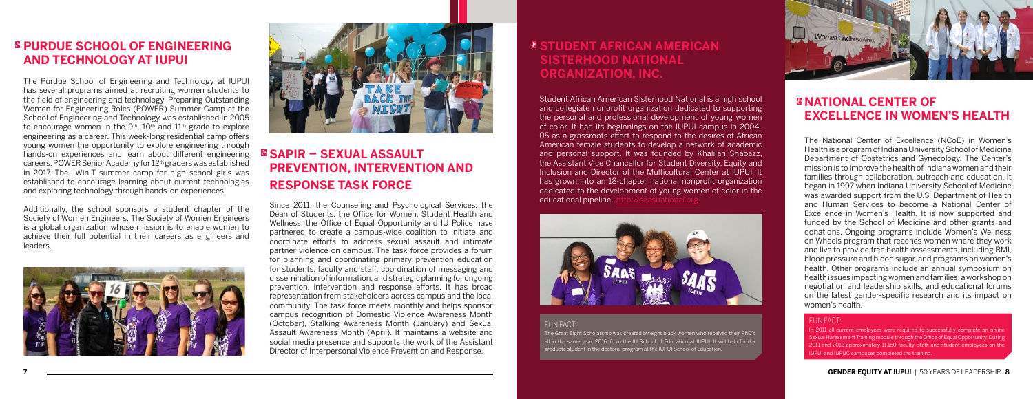## PURDUE SCHOOL OF ENGINEERING AND TECHNOLOGY AT IUPUI

The Purdue School of Engineering and Technology at IUPUI has several programs aimed at recruiting women students to the field of engineering and technology. Preparing Outstanding Women for Engineering Roles (POWER) Summer Camp at the School of Engineering and Technology was established in 2005 to encourage women in the 9th, 10th and 11th grade to explore engineering as a career. This week-long residential camp offers young women the opportunity to explore engineering through hands-on experiences and learn about different engineering careers. POWER Senior Academy for 12th graders was established in 2017. The WinIT summer camp for high school girls was established to encourage learning about current technologies and exploring technology through hands-on experiences.

Additionally, the school sponsors a student chapter of the Society of Women Engineers. The Society of Women Engineers is a global organization whose mission is to enable women to achieve their full potential in their careers as engineers and leaders.

## SAPIR – SEXUAL ASSAULT PREVENTION, INTERVENTION AND RESPONSE TASK FORCE

Since 2011, the Counseling and Psychological Services, the Dean of Students, the Office for Women, Student Health and Wellness, the Office of Equal Opportunity and IU Police have partnered to create a campus-wide coalition to initiate and coordinate efforts to address sexual assault and intimate partner violence on campus. The task force provides a forum for planning and coordinating primary prevention education for students, faculty and staff; coordination of messaging and dissemination of information; and strategic planning for ongoing prevention, intervention and response efforts. It has broad representation from stakeholders across campus and the local community. The task force meets monthly and helps sponsor campus recognition of Domestic Violence Awareness Month (October), Stalking Awareness Month (January) and Sexual Assault Awareness Month (April). It maintains a website and social media presence and supports the work of the Assistant Director of Interpersonal Violence Prevention and Response.

## STUDENT AFRICAN AMERICAN SISTERHOOD NATIONAL ORGANIZATION, INC.

Student African American Sisterhood National is a high school and collegiate nonprofit organization dedicated to supporting the personal and professional development of young women of color. It had its beginnings on the IUPUI campus in 2004-05 as a grassroots effort to respond to the desires of African American female students to develop a network of academic and personal support. It was founded by Khalilah Shabazz, the Assistant Vice Chancellor for Student Diversity, Equity and Inclusion and Director of the Multicultural Center at IUPUI. It has grown into an 18-chapter national nonprofit organization dedicated to the development of young women of color in the educational pipeline. http://saasnational.org

FUN FACT:

The Great Eight Scholarship was created by eight black women who received their PhD's all in the same year, 2016, from the IU School of Education at IUPUI. It will help fund a graduate student in the doctoral program at the IUPUI School of Education.

## NATIONAL CENTER OF EXCELLENCE IN WOMEN'S HEALTH

The National Center of Excellence (NCoE) in Women's Health is a program of Indiana University School of Medicine Department of Obstetrics and Gynecology. The Center's mission is to improve the health of Indiana women and their families through collaboration, outreach and education. It began in 1997 when Indiana University School of Medicine was awarded support from the U.S. Department of Health and Human Services to become a National Center of Excellence in Women's Health. It is now supported and funded by the School of Medicine and other grants and donations. Ongoing programs include Women's Wellness on Wheels program that reaches women where they work and live to provide free health assessments, including BMI, blood pressure and blood sugar, and programs on women's health. Other programs include an annual symposium on health issues impacting women and families, a workshop on negotiation and leadership skills, and educational forums on the latest gender-specific research and its impact on women's health.

FUN FACT:

In 2011 all current employees were required to successfully complete an online Sexual Harassment Training module through the Office of Equal Opportunity. During 2011 and 2012 approximately 11,150 faculty, staff, and student employees on the IUPUI and IUPUC campuses completed the training.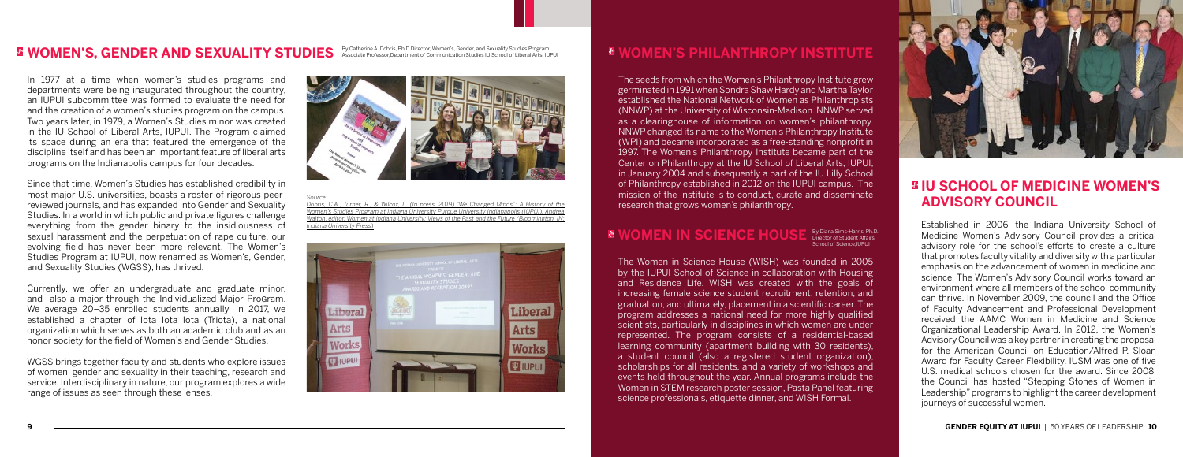## WOMEN'S, GENDER AND SEXUALITY STUDIES

By Catherine A. Dobris, Ph.D.Director, Women's, Gender, and Sexuality Studies Program Associate Professor,Department of Communication Studies IU School of Liberal Arts, IUPUI

In 1977 at a time when women's studies programs and departments were being inaugurated throughout the country, an IUPUI subcommittee was formed to evaluate the need for and the creation of a women's studies program on the campus. Two years later, in 1979, a Women's Studies minor was created in the IU School of Liberal Arts, IUPUI. The Program claimed its space during an era that featured the emergence of the discipline itself and has been an important feature of liberal arts programs on the Indianapolis campus for four decades.

Since that time, Women's Studies has established credibility in most major U.S. universities, boasts a roster of rigorous peer-reviewed journals, and has expanded into Gender and Sexuality Studies. In a world in which public and private figures challenge everything from the gender binary to the insidiousness of sexual harassment and the perpetuation of rape culture, our evolving field has never been more relevant. The Women's Studies Program at IUPUI, now renamed as Women's, Gender, and Sexuality Studies (WGSS), has thrived.

Currently, we offer an undergraduate and graduate minor, and also a major through the Individualized Major Program. We average 20–35 enrolled students annually. In 2017, we established a chapter of Iota Iota Iota (Triota), a national organization which serves as both an academic club and as an honor society for the field of Women's and Gender Studies.

WGSS brings together faculty and students who explore issues of women, gender and sexuality in their teaching, research and service. Interdisciplinary in nature, our program explores a wide range of issues as seen through these lenses.

*Source:*
*Dobris, C.A., Turner, R., & Wilcox, L. (In press, 2019)."We Changed Minds": A History of the Women's Studies Program at Indiana University Purdue University Indianapolis (IUPUI). Andrea Walton, editor. Women at Indiana University: Views of the Past and the Future (Bloomington, IN: Indiana University Press).*

## WOMEN'S PHILANTHROPY INSTITUTE

The seeds from which the Women's Philanthropy Institute grew germinated in 1991 when Sondra Shaw Hardy and Martha Taylor established the National Network of Women as Philanthropists (NNWP) at the University of Wisconsin-Madison. NNWP served as a clearinghouse of information on women's philanthropy. NNWP changed its name to the Women's Philanthropy Institute (WPI) and became incorporated as a free-standing nonprofit in 1997. The Women's Philanthropy Institute became part of the Center on Philanthropy at the IU School of Liberal Arts, IUPUI, in January 2004 and subsequently a part of the IU Lilly School of Philanthropy established in 2012 on the IUPUI campus. The mission of the Institute is to conduct, curate and disseminate research that grows women's philanthropy.

## WOMEN IN SCIENCE HOUSE

By Diana Sims-Harris, Ph.D., Director of Student Affairs, School of Science,IUPUI

The Women in Science House (WISH) was founded in 2005 by the IUPUI School of Science in collaboration with Housing and Residence Life. WISH was created with the goals of increasing female science student recruitment, retention, and graduation, and ultimately, placement in a scientific career. The program addresses a national need for more highly qualified scientists, particularly in disciplines in which women are under represented. The program consists of a residential-based learning community (apartment building with 30 residents), a student council (also a registered student organization), scholarships for all residents, and a variety of workshops and events held throughout the year. Annual programs include the Women in STEM research poster session, Pasta Panel featuring science professionals, etiquette dinner, and WISH Formal.

## IU SCHOOL OF MEDICINE WOMEN'S ADVISORY COUNCIL

Established in 2006, the Indiana University School of Medicine Women's Advisory Council provides a critical advisory role for the school's efforts to create a culture that promotes faculty vitality and diversity with a particular emphasis on the advancement of women in medicine and science. The Women's Advisory Council works toward an environment where all members of the school community can thrive. In November 2009, the council and the Office of Faculty Advancement and Professional Development received the AAMC Women in Medicine and Science Organizational Leadership Award. In 2012, the Women's Advisory Council was a key partner in creating the proposal for the American Council on Education/Alfred P. Sloan Award for Faculty Career Flexibility. IUSM was one of five U.S. medical schools chosen for the award. Since 2008, the Council has hosted "Stepping Stones of Women in Leadership" programs to highlight the career development journeys of successful women.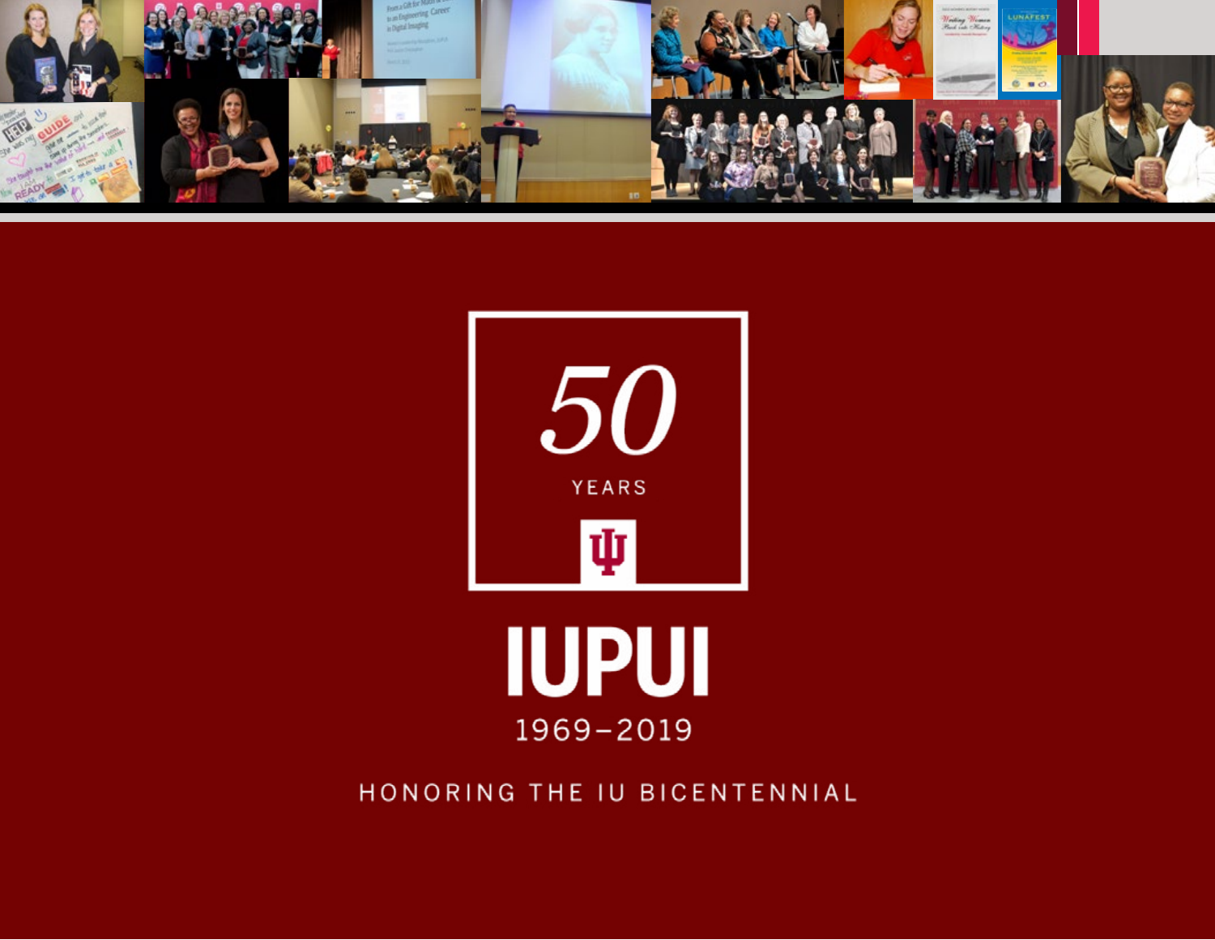50

YEARS

IUPUI

1969–2019

HONORING THE IU BICENTENNIAL